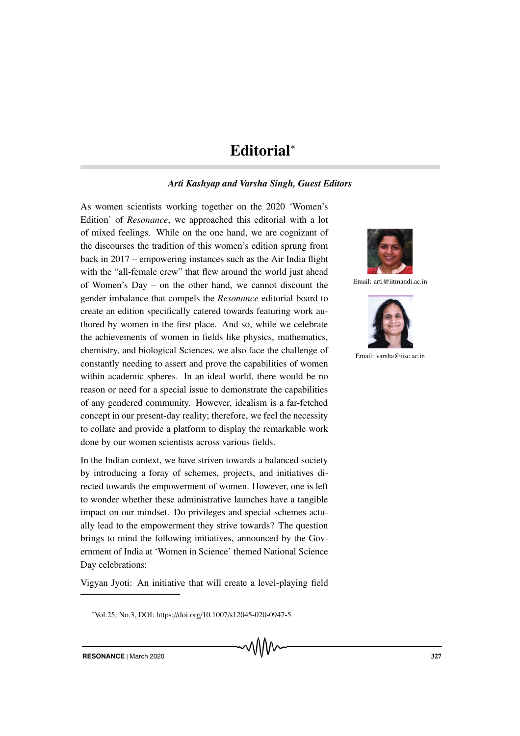# Editorial*

***Arti Kashyap and Varsha Singh, Guest Editors***

Email: arti@iitmandi.ac.in

Email: varsha@iisc.ac.in

As women scientists working together on the 2020 'Women's Edition' of *Resonance*, we approached this editorial with a lot of mixed feelings. While on the one hand, we are cognizant of the discourses the tradition of this women's edition sprung from back in 2017 – empowering instances such as the Air India flight with the "all-female crew" that flew around the world just ahead of Women's Day – on the other hand, we cannot discount the gender imbalance that compels the *Resonance* editorial board to create an edition specifically catered towards featuring work authored by women in the first place. And so, while we celebrate the achievements of women in fields like physics, mathematics, chemistry, and biological Sciences, we also face the challenge of constantly needing to assert and prove the capabilities of women within academic spheres. In an ideal world, there would be no reason or need for a special issue to demonstrate the capabilities of any gendered community. However, idealism is a far-fetched concept in our present-day reality; therefore, we feel the necessity to collate and provide a platform to display the remarkable work done by our women scientists across various fields.

In the Indian context, we have striven towards a balanced society by introducing a foray of schemes, projects, and initiatives directed towards the empowerment of women. However, one is left to wonder whether these administrative launches have a tangible impact on our mindset. Do privileges and special schemes actually lead to the empowerment they strive towards? The question brings to mind the following initiatives, announced by the Government of India at 'Women in Science' themed National Science Day celebrations:

Vigyan Jyoti: An initiative that will create a level-playing field

*Vol.25, No.3, DOI: https://doi.org/10.1007/s12045-020-0947-5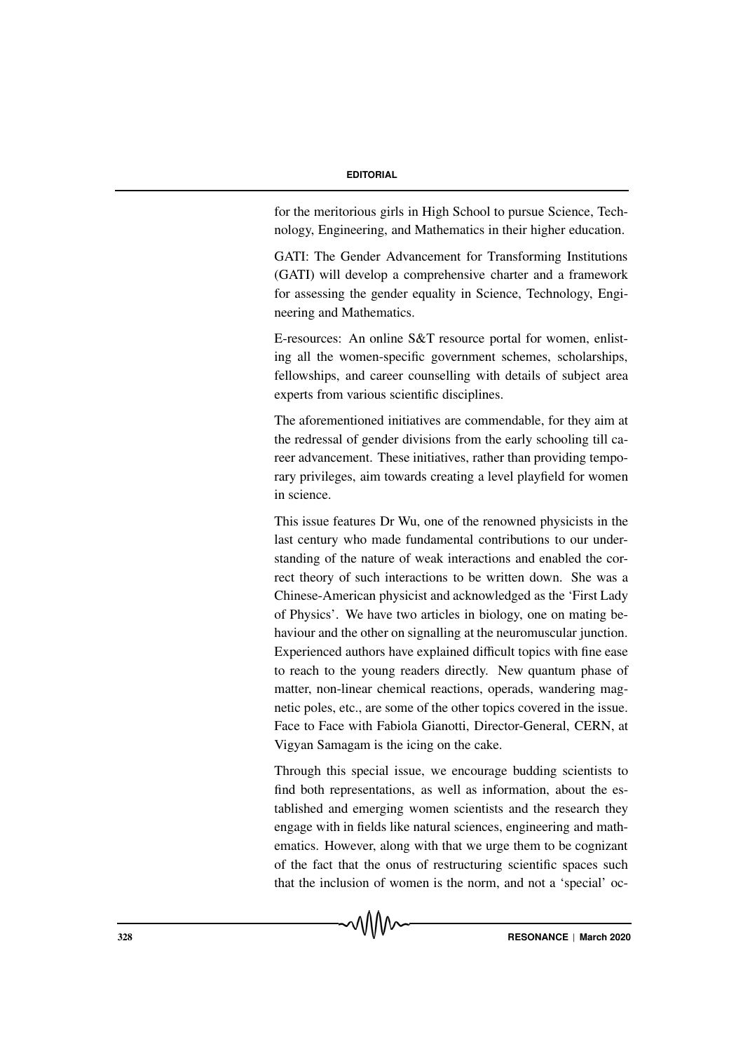for the meritorious girls in High School to pursue Science, Technology, Engineering, and Mathematics in their higher education.

GATI: The Gender Advancement for Transforming Institutions (GATI) will develop a comprehensive charter and a framework for assessing the gender equality in Science, Technology, Engineering and Mathematics.

E-resources: An online S&T resource portal for women, enlisting all the women-specific government schemes, scholarships, fellowships, and career counselling with details of subject area experts from various scientific disciplines.

The aforementioned initiatives are commendable, for they aim at the redressal of gender divisions from the early schooling till career advancement. These initiatives, rather than providing temporary privileges, aim towards creating a level playfield for women in science.

This issue features Dr Wu, one of the renowned physicists in the last century who made fundamental contributions to our understanding of the nature of weak interactions and enabled the correct theory of such interactions to be written down. She was a Chinese-American physicist and acknowledged as the 'First Lady of Physics'. We have two articles in biology, one on mating behaviour and the other on signalling at the neuromuscular junction. Experienced authors have explained difficult topics with fine ease to reach to the young readers directly. New quantum phase of matter, non-linear chemical reactions, operads, wandering magnetic poles, etc., are some of the other topics covered in the issue. Face to Face with Fabiola Gianotti, Director-General, CERN, at Vigyan Samagam is the icing on the cake.

Through this special issue, we encourage budding scientists to find both representations, as well as information, about the established and emerging women scientists and the research they engage with in fields like natural sciences, engineering and mathematics. However, along with that we urge them to be cognizant of the fact that the onus of restructuring scientific spaces such that the inclusion of women is the norm, and not a 'special' oc-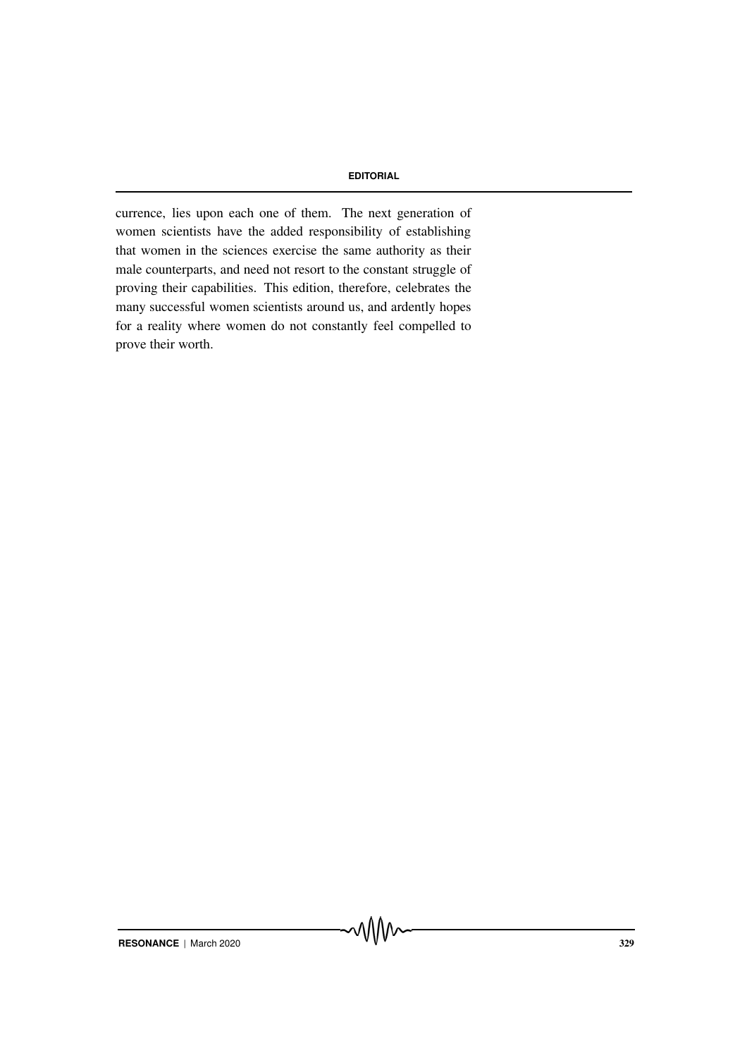currence, lies upon each one of them. The next generation of women scientists have the added responsibility of establishing that women in the sciences exercise the same authority as their male counterparts, and need not resort to the constant struggle of proving their capabilities. This edition, therefore, celebrates the many successful women scientists around us, and ardently hopes for a reality where women do not constantly feel compelled to prove their worth.